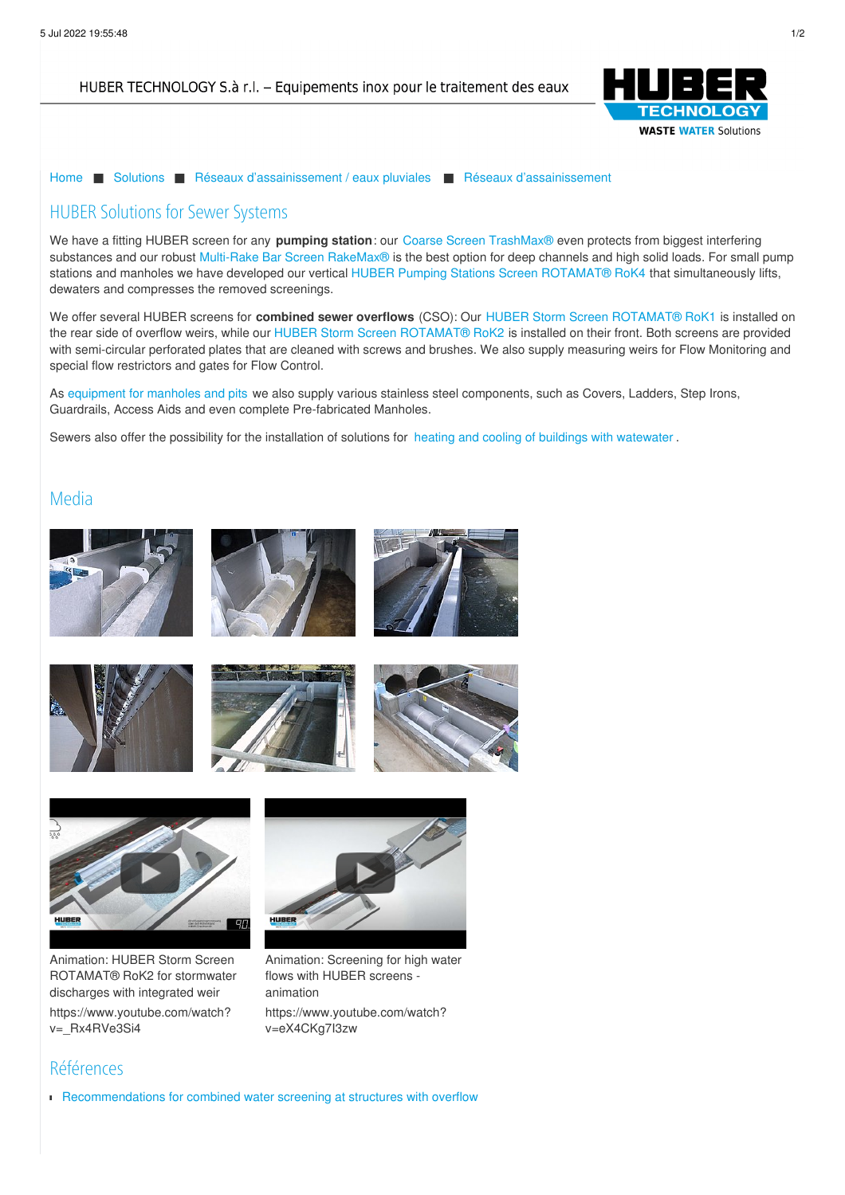HUBER TECHNOLOGY S.à r.l. – Equipements inox pour le traitement des eaux

Home ■ Solutions ■ Réseaux d'assainissement / eaux pluviales ■ Réseaux d'assainissement

# HUBER Solutions for Sewer Systems

We have a fitting HUBER screen for any **pumping station**: our Coarse Screen TrashMax® even protects from biggest interfering substances and our robust Multi-Rake Bar Screen RakeMax® is the best option for deep channels and high solid loads. For small pump stations and manholes we have developed our vertical HUBER Pumping Stations Screen ROTAMAT® RoK4 that simultaneously lifts, dewaters and compresses the removed screenings.

We offer several HUBER screens for **combined sewer overflows** (CSO): Our HUBER Storm Screen ROTAMAT® RoK1 is installed on the rear side of overflow weirs, while our HUBER Storm Screen ROTAMAT® RoK2 is installed on their front. Both screens are provided with semi-circular perforated plates that are cleaned with screws and brushes. We also supply measuring weirs for Flow Monitoring and special flow restrictors and gates for Flow Control.

As equipment for manholes and pits we also supply various stainless steel components, such as Covers, Ladders, Step Irons, Guardrails, Access Aids and even complete Pre-fabricated Manholes.

Sewers also offer the possibility for the installation of solutions for heating and cooling of buildings with watewater .

## Media

Animation: HUBER Storm Screen ROTAMAT® RoK2 for stormwater discharges with integrated weir
https://www.youtube.com/watch?v=_Rx4RVe3Si4

Animation: Screening for high water flows with HUBER screens - animation
https://www.youtube.com/watch?v=eX4CKg7I3zw

## Références

- Recommendations for combined water screening at structures with overflow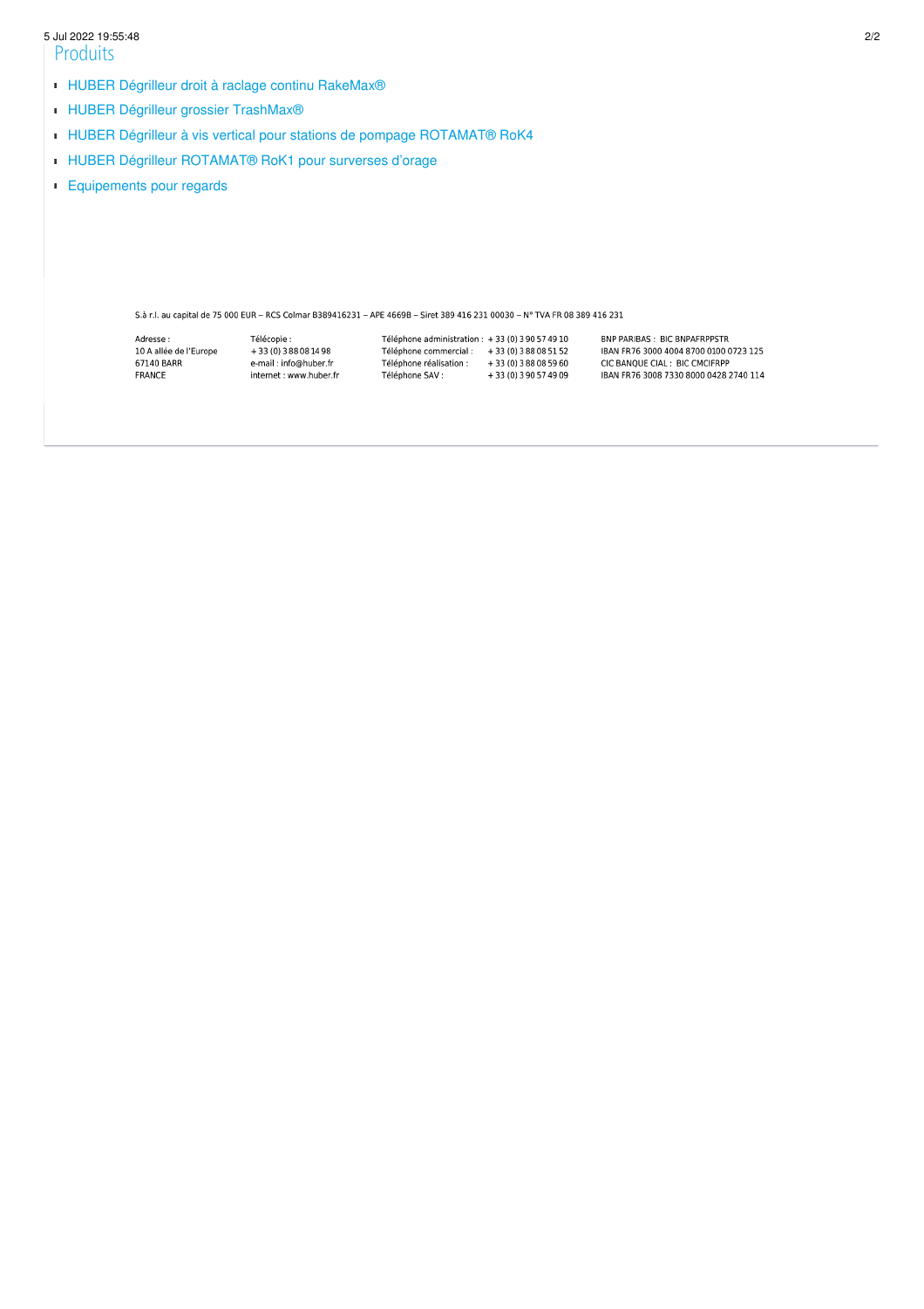## Produits

- HUBER Dégrilleur droit à raclage continu RakeMax®
- HUBER Dégrilleur grossier TrashMax®
- HUBER Dégrilleur à vis vertical pour stations de pompage ROTAMAT® RoK4
- HUBER Dégrilleur ROTAMAT® RoK1 pour surverses d'orage
- Equipements pour regards

S.à r.l. au capital de 75 000 EUR – RCS Colmar B389416231 – APE 4669B – Siret 389 416 231 00030 – N° TVA FR 08 389 416 231

| | | | | |
|---|---|---|---|---|
| Adresse : | Télécopie : | Téléphone administration : | + 33 (0) 3 90 57 49 10 | BNP PARIBAS : BIC BNPAFRPPSTR |
| 10 A allée de l'Europe | + 33 (0) 3 88 08 14 98 | Téléphone commercial : | + 33 (0) 3 88 08 51 52 | IBAN FR76 3000 4004 8700 0100 0723 125 |
| 67140 BARR | e-mail : info@huber.fr | Téléphone réalisation : | + 33 (0) 3 88 08 59 60 | CIC BANQUE CIAL : BIC CMCIFRPP |
| FRANCE | internet : www.huber.fr | Téléphone SAV : | + 33 (0) 3 90 57 49 09 | IBAN FR76 3008 7330 8000 0428 2740 114 |